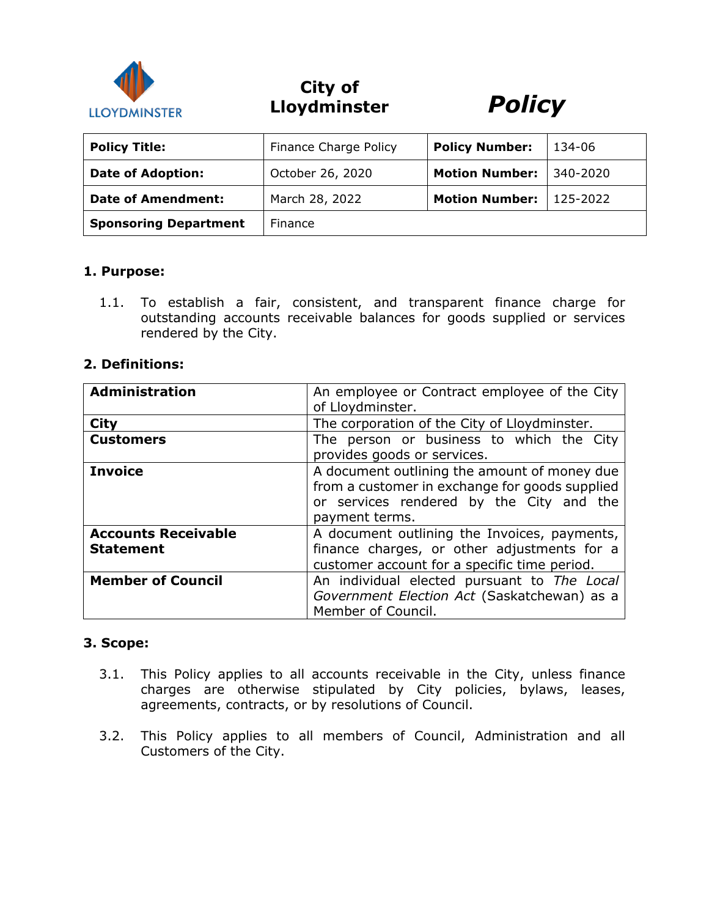City of Lloydminster

# Policy

| Policy Title: | Finance Charge Policy | Policy Number: | 134-06 |
|---|---|---|---|
| Date of Adoption: | October 26, 2020 | Motion Number: | 340-2020 |
| Date of Amendment: | March 28, 2022 | Motion Number: | 125-2022 |
| Sponsoring Department | Finance | | |

## 1. Purpose:

1.1. To establish a fair, consistent, and transparent finance charge for outstanding accounts receivable balances for goods supplied or services rendered by the City.

## 2. Definitions:

| Term | Definition |
|---|---|
| **Administration** | An employee or Contract employee of the City of Lloydminster. |
| **City** | The corporation of the City of Lloydminster. |
| **Customers** | The person or business to which the City provides goods or services. |
| **Invoice** | A document outlining the amount of money due from a customer in exchange for goods supplied or services rendered by the City and the payment terms. |
| **Accounts Receivable Statement** | A document outlining the Invoices, payments, finance charges, or other adjustments for a customer account for a specific time period. |
| **Member of Council** | An individual elected pursuant to *The Local Government Election Act* (Saskatchewan) as a Member of Council. |

## 3. Scope:

3.1. This Policy applies to all accounts receivable in the City, unless finance charges are otherwise stipulated by City policies, bylaws, leases, agreements, contracts, or by resolutions of Council.

3.2. This Policy applies to all members of Council, Administration and all Customers of the City.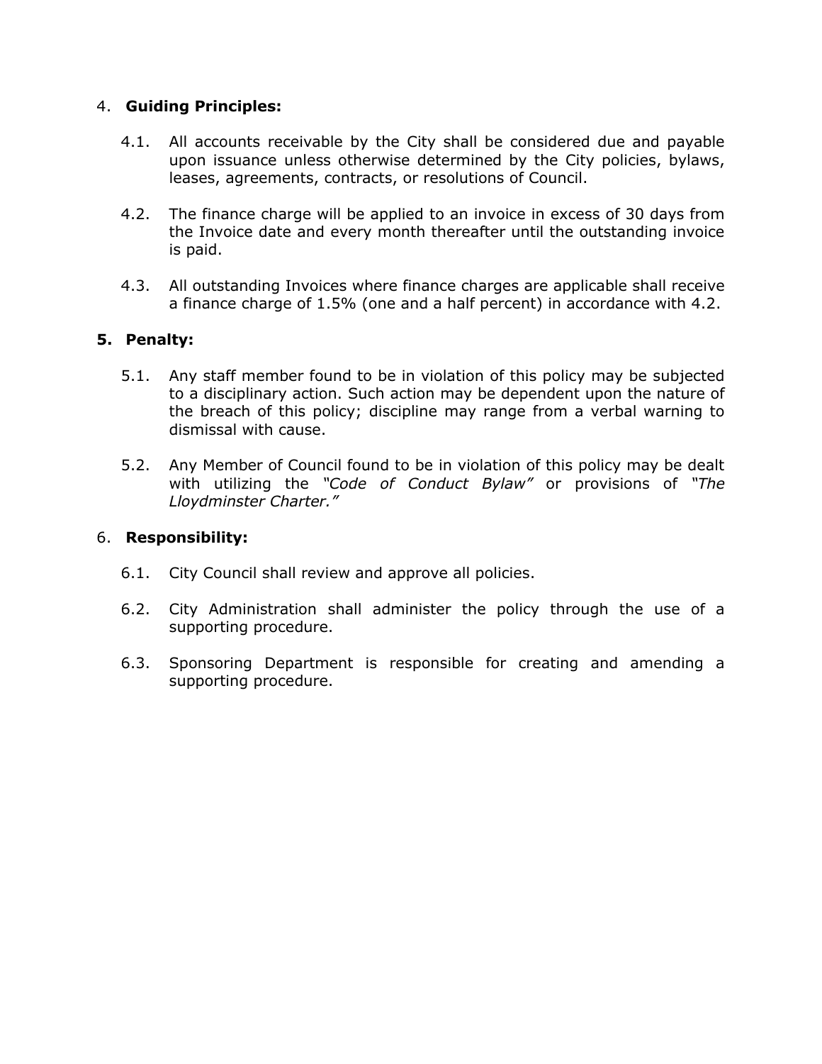## 4. **Guiding Principles:**

4.1. All accounts receivable by the City shall be considered due and payable upon issuance unless otherwise determined by the City policies, bylaws, leases, agreements, contracts, or resolutions of Council.

4.2. The finance charge will be applied to an invoice in excess of 30 days from the Invoice date and every month thereafter until the outstanding invoice is paid.

4.3. All outstanding Invoices where finance charges are applicable shall receive a finance charge of 1.5% (one and a half percent) in accordance with 4.2.

## **5. Penalty:**

5.1. Any staff member found to be in violation of this policy may be subjected to a disciplinary action. Such action may be dependent upon the nature of the breach of this policy; discipline may range from a verbal warning to dismissal with cause.

5.2. Any Member of Council found to be in violation of this policy may be dealt with utilizing the *"Code of Conduct Bylaw"* or provisions of *"The Lloydminster Charter."*

## 6. **Responsibility:**

6.1. City Council shall review and approve all policies.

6.2. City Administration shall administer the policy through the use of a supporting procedure.

6.3. Sponsoring Department is responsible for creating and amending a supporting procedure.